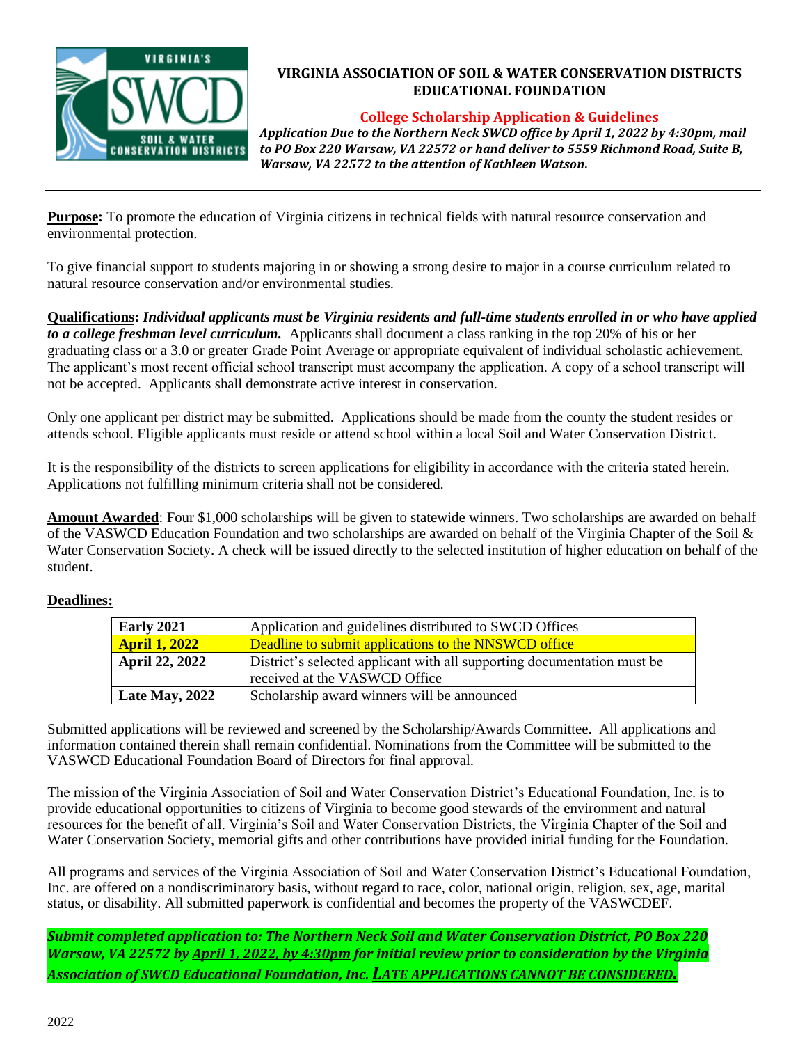# VIRGINIA ASSOCIATION OF SOIL & WATER CONSERVATION DISTRICTS EDUCATIONAL FOUNDATION

## College Scholarship Application & Guidelines

***Application Due to the Northern Neck SWCD office by April 1, 2022 by 4:30pm, mail to PO Box 220 Warsaw, VA 22572 or hand deliver to 5559 Richmond Road, Suite B, Warsaw, VA 22572 to the attention of Kathleen Watson.***

---

**Purpose:** To promote the education of Virginia citizens in technical fields with natural resource conservation and environmental protection.

To give financial support to students majoring in or showing a strong desire to major in a course curriculum related to natural resource conservation and/or environmental studies.

**Qualifications:** ***Individual applicants must be Virginia residents and full-time students enrolled in or who have applied to a college freshman level curriculum.*** Applicants shall document a class ranking in the top 20% of his or her graduating class or a 3.0 or greater Grade Point Average or appropriate equivalent of individual scholastic achievement. The applicant's most recent official school transcript must accompany the application. A copy of a school transcript will not be accepted. Applicants shall demonstrate active interest in conservation.

Only one applicant per district may be submitted. Applications should be made from the county the student resides or attends school. Eligible applicants must reside or attend school within a local Soil and Water Conservation District.

It is the responsibility of the districts to screen applications for eligibility in accordance with the criteria stated herein. Applications not fulfilling minimum criteria shall not be considered.

**Amount Awarded**: Four $1,000 scholarships will be given to statewide winners. Two scholarships are awarded on behalf of the VASWCD Education Foundation and two scholarships are awarded on behalf of the Virginia Chapter of the Soil & Water Conservation Society. A check will be issued directly to the selected institution of higher education on behalf of the student.

**Deadlines:**

| Date | Event |
|---|---|
| **Early 2021** | Application and guidelines distributed to SWCD Offices |
| **April 1, 2022** | Deadline to submit applications to the NNSWCD office |
| **April 22, 2022** | District's selected applicant with all supporting documentation must be received at the VASWCD Office |
| **Late May, 2022** | Scholarship award winners will be announced |

Submitted applications will be reviewed and screened by the Scholarship/Awards Committee. All applications and information contained therein shall remain confidential. Nominations from the Committee will be submitted to the VASWCD Educational Foundation Board of Directors for final approval.

The mission of the Virginia Association of Soil and Water Conservation District's Educational Foundation, Inc. is to provide educational opportunities to citizens of Virginia to become good stewards of the environment and natural resources for the benefit of all. Virginia's Soil and Water Conservation Districts, the Virginia Chapter of the Soil and Water Conservation Society, memorial gifts and other contributions have provided initial funding for the Foundation.

All programs and services of the Virginia Association of Soil and Water Conservation District's Educational Foundation, Inc. are offered on a nondiscriminatory basis, without regard to race, color, national origin, religion, sex, age, marital status, or disability. All submitted paperwork is confidential and becomes the property of the VASWCDEF.

***Submit completed application to: The Northern Neck Soil and Water Conservation District, PO Box 220 Warsaw, VA 22572 by April 1, 2022, by 4:30pm for initial review prior to consideration by the Virginia Association of SWCD Educational Foundation, Inc. LATE APPLICATIONS CANNOT BE CONSIDERED.***

2022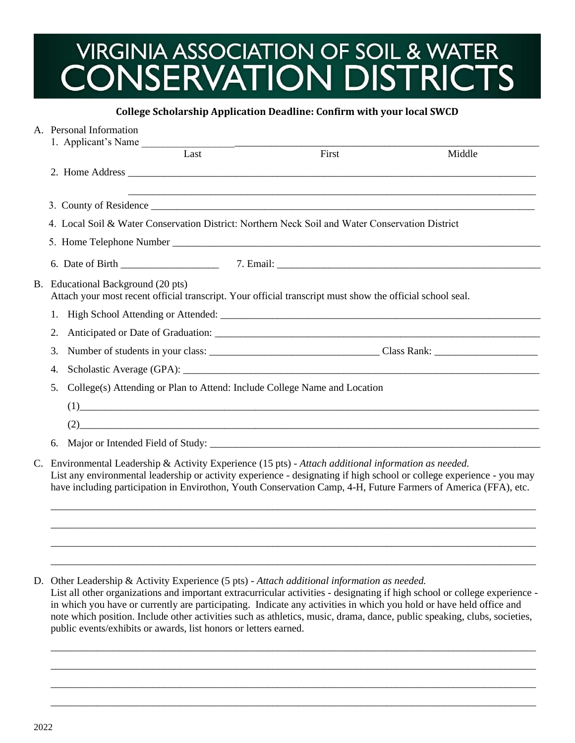# VIRGINIA ASSOCIATION OF SOIL & WATER CONSERVATION DISTRICTS

**College Scholarship Application Deadline: Confirm with your local SWCD**

A. Personal Information

1. Applicant's Name ________________________________________________
   Last                    First                    Middle

2. Home Address ________________________________________________

   ________________________________________________

3. County of Residence ________________________________________________

4. Local Soil & Water Conservation District: Northern Neck Soil and Water Conservation District

5. Home Telephone Number ________________________________________________

6. Date of Birth __________________ 7. Email: ________________________________

B. Educational Background (20 pts)
Attach your most recent official transcript. Your official transcript must show the official school seal.

1. High School Attending or Attended: ________________________________
2. Anticipated or Date of Graduation: ________________________________
3. Number of students in your class: ________________________ Class Rank: __________________
4. Scholastic Average (GPA): ________________________________
5. College(s) Attending or Plan to Attend: Include College Name and Location

   (1)________________________________________________

   (2)________________________________________________

6. Major or Intended Field of Study: ________________________________

C. Environmental Leadership & Activity Experience (15 pts) - *Attach additional information as needed.*
List any environmental leadership or activity experience - designating if high school or college experience - you may have including participation in Envirothon, Youth Conservation Camp, 4-H, Future Farmers of America (FFA), etc.

________________________________________________

________________________________________________

________________________________________________

________________________________________________

D. Other Leadership & Activity Experience (5 pts) - *Attach additional information as needed.*
List all other organizations and important extracurricular activities - designating if high school or college experience - in which you have or currently are participating. Indicate any activities in which you hold or have held office and note which position. Include other activities such as athletics, music, drama, dance, public speaking, clubs, societies, public events/exhibits or awards, list honors or letters earned.

________________________________________________

________________________________________________

________________________________________________

________________________________________________

2022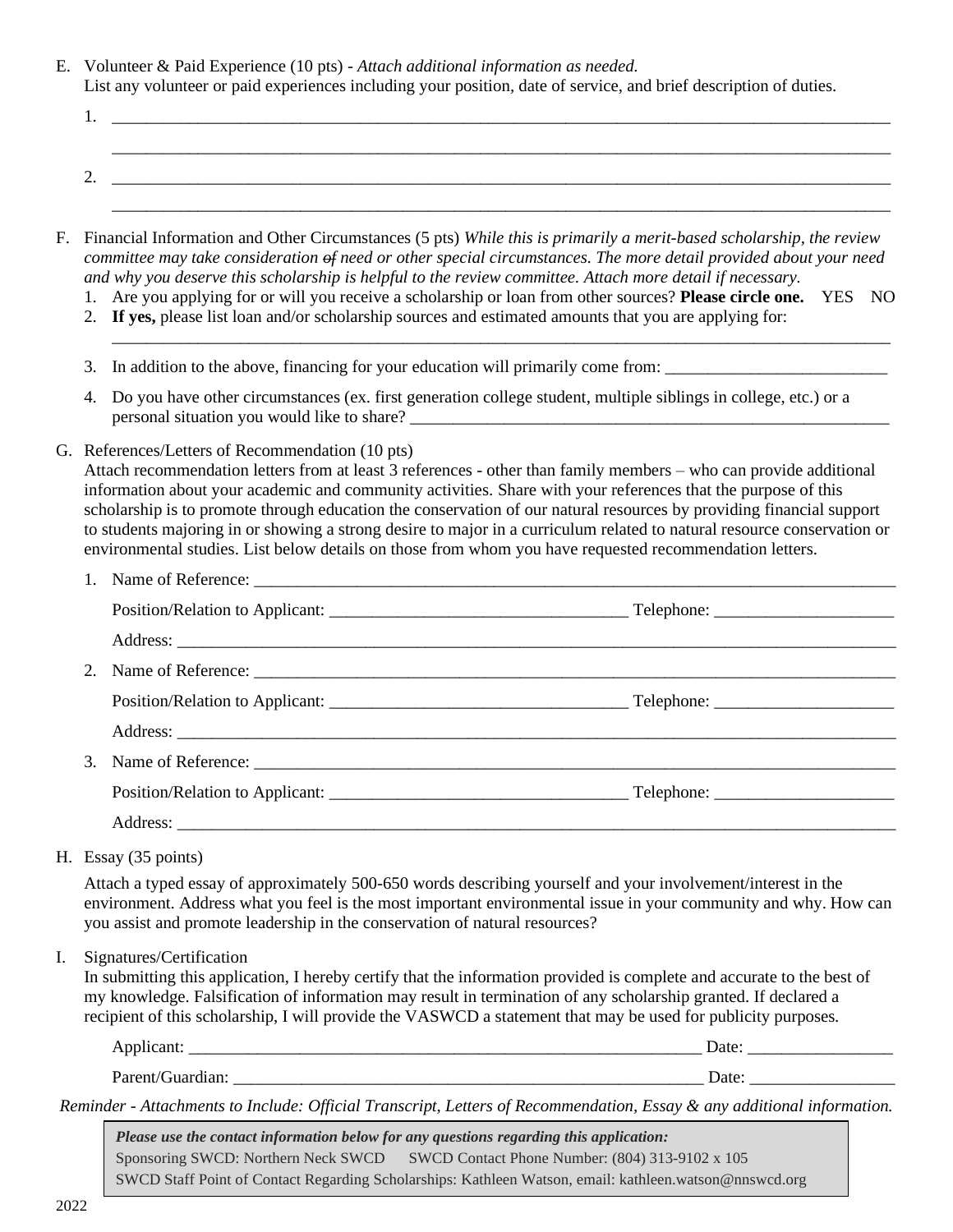E. Volunteer & Paid Experience (10 pts) - *Attach additional information as needed.*
List any volunteer or paid experiences including your position, date of service, and brief description of duties.

1. ____________________________________________________________________________________________
____________________________________________________________________________________________
2. ____________________________________________________________________________________________
____________________________________________________________________________________________

F. Financial Information and Other Circumstances (5 pts) *While this is primarily a merit-based scholarship, the review committee may take consideration ~~of~~ need or other special circumstances. The more detail provided about your need and why you deserve this scholarship is helpful to the review committee. Attach more detail if necessary.*

1. Are you applying for or will you receive a scholarship or loan from other sources? **Please circle one.** YES NO
2. **If yes,** please list loan and/or scholarship sources and estimated amounts that you are applying for:
____________________________________________________________________________________________
3. In addition to the above, financing for your education will primarily come from: __________________________
4. Do you have other circumstances (ex. first generation college student, multiple siblings in college, etc.) or a personal situation you would like to share? ____________________________________________________________

G. References/Letters of Recommendation (10 pts)
Attach recommendation letters from at least 3 references - other than family members – who can provide additional information about your academic and community activities. Share with your references that the purpose of this scholarship is to promote through education the conservation of our natural resources by providing financial support to students majoring in or showing a strong desire to major in a curriculum related to natural resource conservation or environmental studies. List below details on those from whom you have requested recommendation letters.

1. Name of Reference: ______________________________________________________________________________
Position/Relation to Applicant: ___________________________________ Telephone: _____________________
Address: ____________________________________________________________________________________
2. Name of Reference: ______________________________________________________________________________
Position/Relation to Applicant: ___________________________________ Telephone: _____________________
Address: ____________________________________________________________________________________
3. Name of Reference: ______________________________________________________________________________
Position/Relation to Applicant: ___________________________________ Telephone: _____________________
Address: ____________________________________________________________________________________

H. Essay (35 points)

Attach a typed essay of approximately 500-650 words describing yourself and your involvement/interest in the environment. Address what you feel is the most important environmental issue in your community and why. How can you assist and promote leadership in the conservation of natural resources?

I. Signatures/Certification
In submitting this application, I hereby certify that the information provided is complete and accurate to the best of my knowledge. Falsification of information may result in termination of any scholarship granted. If declared a recipient of this scholarship, I will provide the VASWCD a statement that may be used for publicity purposes.

Applicant: _______________________________________________________________ Date: _________________

Parent/Guardian: __________________________________________________________ Date: _________________

*Reminder - Attachments to Include: Official Transcript, Letters of Recommendation, Essay & any additional information.*

***Please use the contact information below for any questions regarding this application:***
Sponsoring SWCD: Northern Neck SWCD SWCD Contact Phone Number: (804) 313-9102 x 105
SWCD Staff Point of Contact Regarding Scholarships: Kathleen Watson, email: kathleen.watson@nnswcd.org

2022